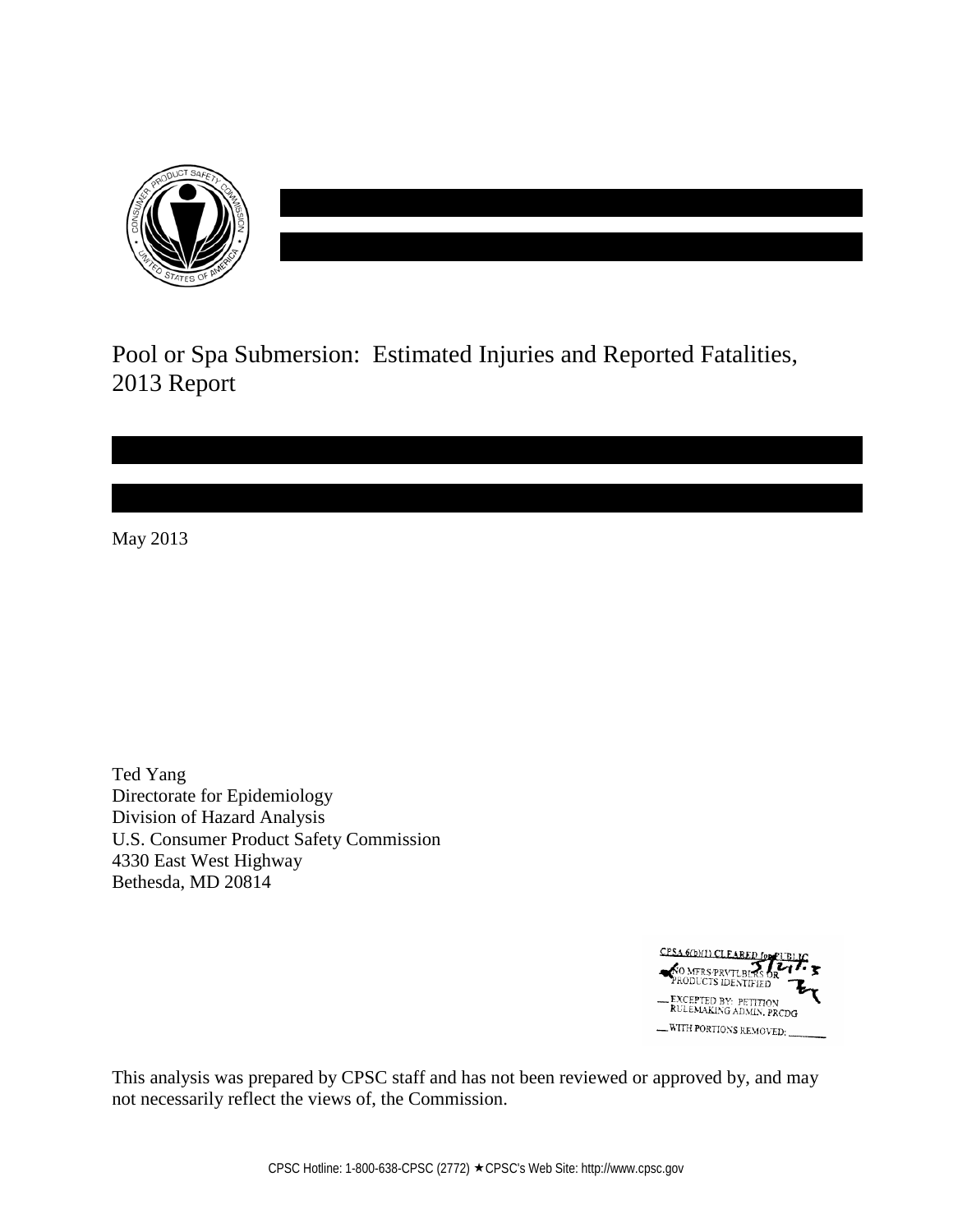# Pool or Spa Submersion: Estimated Injuries and Reported Fatalities, 2013 Report

May 2013

Ted Yang
Directorate for Epidemiology
Division of Hazard Analysis
U.S. Consumer Product Safety Commission
4330 East West Highway
Bethesda, MD 20814

CPSA 6(b)(1) CLEARED for PUBLIC
NO MFRS/PRVTLBLRS OR PRODUCTS IDENTIFIED
EXCEPTED BY: PETITION RULEMAKING ADMIN. PRCDG
WITH PORTIONS REMOVED:

This analysis was prepared by CPSC staff and has not been reviewed or approved by, and may not necessarily reflect the views of, the Commission.

CPSC Hotline: 1-800-638-CPSC (2772) ★CPSC's Web Site: http://www.cpsc.gov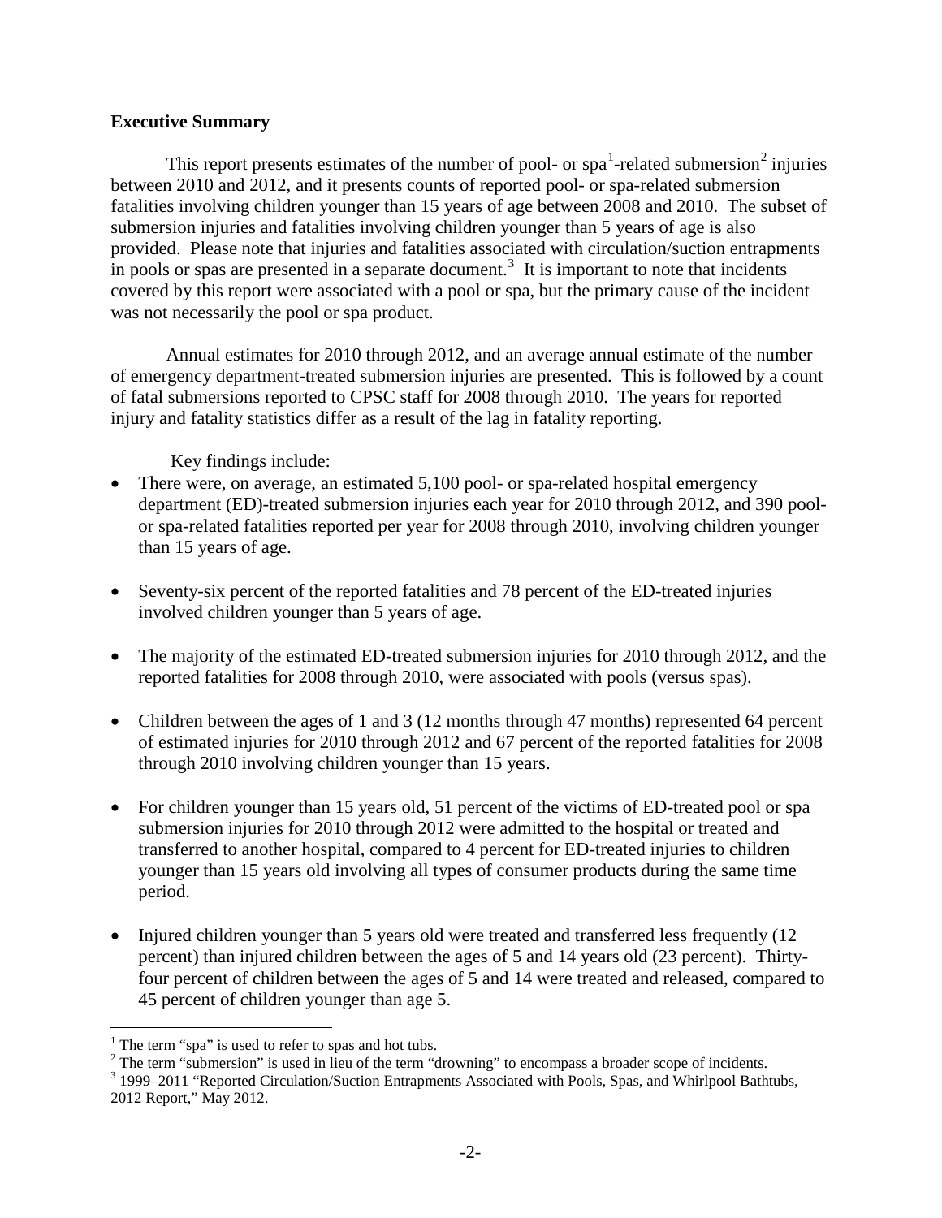**Executive Summary**

This report presents estimates of the number of pool- or spa[1]-related submersion[2] injuries between 2010 and 2012, and it presents counts of reported pool- or spa-related submersion fatalities involving children younger than 15 years of age between 2008 and 2010. The subset of submersion injuries and fatalities involving children younger than 5 years of age is also provided. Please note that injuries and fatalities associated with circulation/suction entrapments in pools or spas are presented in a separate document.[3] It is important to note that incidents covered by this report were associated with a pool or spa, but the primary cause of the incident was not necessarily the pool or spa product.

Annual estimates for 2010 through 2012, and an average annual estimate of the number of emergency department-treated submersion injuries are presented. This is followed by a count of fatal submersions reported to CPSC staff for 2008 through 2010. The years for reported injury and fatality statistics differ as a result of the lag in fatality reporting.

Key findings include:

- There were, on average, an estimated 5,100 pool- or spa-related hospital emergency department (ED)-treated submersion injuries each year for 2010 through 2012, and 390 pool- or spa-related fatalities reported per year for 2008 through 2010, involving children younger than 15 years of age.
- Seventy-six percent of the reported fatalities and 78 percent of the ED-treated injuries involved children younger than 5 years of age.
- The majority of the estimated ED-treated submersion injuries for 2010 through 2012, and the reported fatalities for 2008 through 2010, were associated with pools (versus spas).
- Children between the ages of 1 and 3 (12 months through 47 months) represented 64 percent of estimated injuries for 2010 through 2012 and 67 percent of the reported fatalities for 2008 through 2010 involving children younger than 15 years.
- For children younger than 15 years old, 51 percent of the victims of ED-treated pool or spa submersion injuries for 2010 through 2012 were admitted to the hospital or treated and transferred to another hospital, compared to 4 percent for ED-treated injuries to children younger than 15 years old involving all types of consumer products during the same time period.
- Injured children younger than 5 years old were treated and transferred less frequently (12 percent) than injured children between the ages of 5 and 14 years old (23 percent). Thirty-four percent of children between the ages of 5 and 14 were treated and released, compared to 45 percent of children younger than age 5.

---

[1] The term "spa" is used to refer to spas and hot tubs.

[2] The term "submersion" is used in lieu of the term "drowning" to encompass a broader scope of incidents.

[3] 1999–2011 "Reported Circulation/Suction Entrapments Associated with Pools, Spas, and Whirlpool Bathtubs, 2012 Report," May 2012.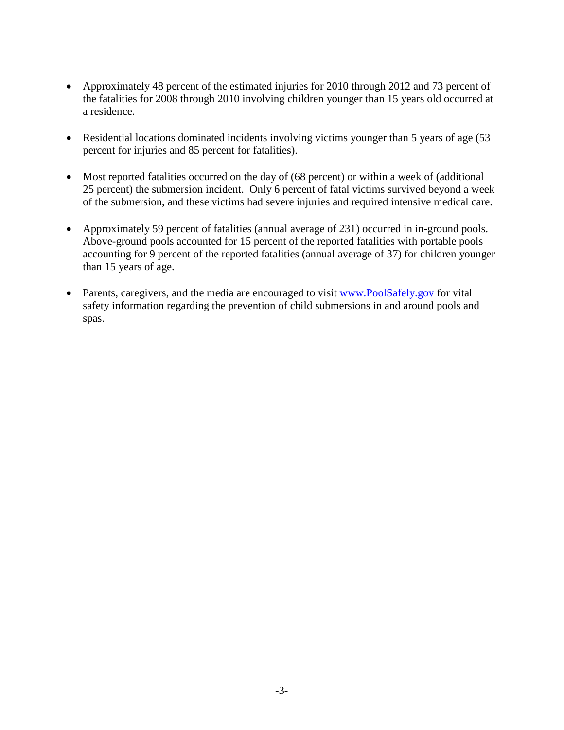- Approximately 48 percent of the estimated injuries for 2010 through 2012 and 73 percent of the fatalities for 2008 through 2010 involving children younger than 15 years old occurred at a residence.

- Residential locations dominated incidents involving victims younger than 5 years of age (53 percent for injuries and 85 percent for fatalities).

- Most reported fatalities occurred on the day of (68 percent) or within a week of (additional 25 percent) the submersion incident. Only 6 percent of fatal victims survived beyond a week of the submersion, and these victims had severe injuries and required intensive medical care.

- Approximately 59 percent of fatalities (annual average of 231) occurred in in-ground pools. Above-ground pools accounted for 15 percent of the reported fatalities with portable pools accounting for 9 percent of the reported fatalities (annual average of 37) for children younger than 15 years of age.

- Parents, caregivers, and the media are encouraged to visit [www.PoolSafely.gov](http://www.PoolSafely.gov) for vital safety information regarding the prevention of child submersions in and around pools and spas.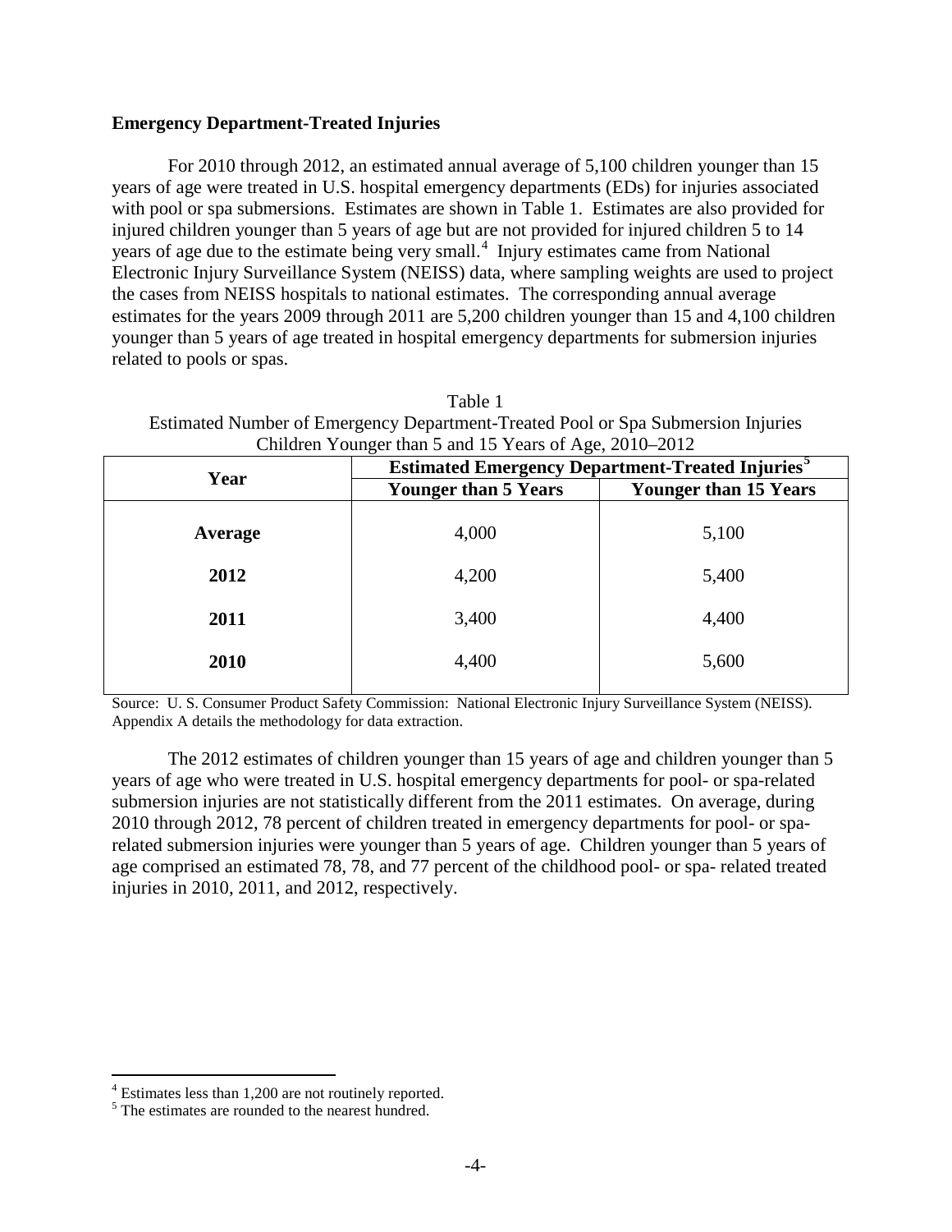## Emergency Department-Treated Injuries

For 2010 through 2012, an estimated annual average of 5,100 children younger than 15 years of age were treated in U.S. hospital emergency departments (EDs) for injuries associated with pool or spa submersions. Estimates are shown in Table 1. Estimates are also provided for injured children younger than 5 years of age but are not provided for injured children 5 to 14 years of age due to the estimate being very small.[4] Injury estimates came from National Electronic Injury Surveillance System (NEISS) data, where sampling weights are used to project the cases from NEISS hospitals to national estimates. The corresponding annual average estimates for the years 2009 through 2011 are 5,200 children younger than 15 and 4,100 children younger than 5 years of age treated in hospital emergency departments for submersion injuries related to pools or spas.

Table 1
Estimated Number of Emergency Department-Treated Pool or Spa Submersion Injuries
Children Younger than 5 and 15 Years of Age, 2010–2012

| Year | Estimated Emergency Department-Treated Injuries[5] | |
|---|---|---|
| | **Younger than 5 Years** | **Younger than 15 Years** |
| **Average** | 4,000 | 5,100 |
| **2012** | 4,200 | 5,400 |
| **2011** | 3,400 | 4,400 |
| **2010** | 4,400 | 5,600 |

Source: U. S. Consumer Product Safety Commission: National Electronic Injury Surveillance System (NEISS). Appendix A details the methodology for data extraction.

The 2012 estimates of children younger than 15 years of age and children younger than 5 years of age who were treated in U.S. hospital emergency departments for pool- or spa-related submersion injuries are not statistically different from the 2011 estimates. On average, during 2010 through 2012, 78 percent of children treated in emergency departments for pool- or spa-related submersion injuries were younger than 5 years of age. Children younger than 5 years of age comprised an estimated 78, 78, and 77 percent of the childhood pool- or spa- related treated injuries in 2010, 2011, and 2012, respectively.

[4] Estimates less than 1,200 are not routinely reported.

[5] The estimates are rounded to the nearest hundred.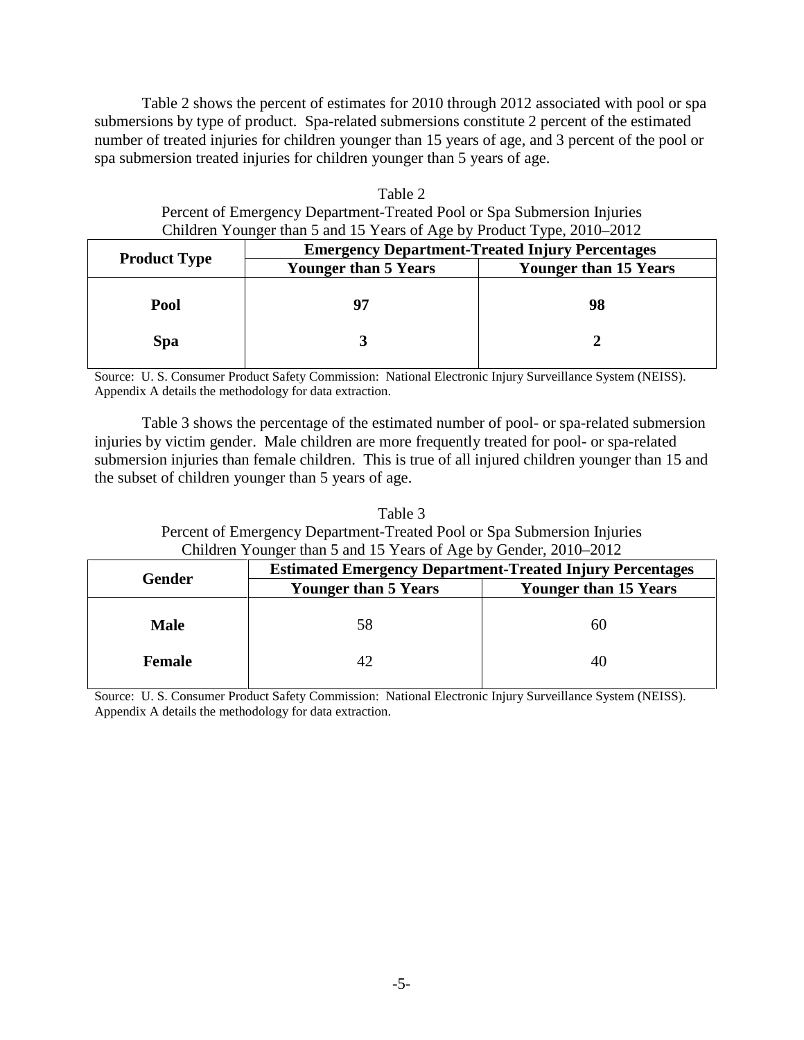Table 2 shows the percent of estimates for 2010 through 2012 associated with pool or spa submersions by type of product. Spa-related submersions constitute 2 percent of the estimated number of treated injuries for children younger than 15 years of age, and 3 percent of the pool or spa submersion treated injuries for children younger than 5 years of age.

Table 2
Percent of Emergency Department-Treated Pool or Spa Submersion Injuries
Children Younger than 5 and 15 Years of Age by Product Type, 2010–2012

| **Product Type** | **Emergency Department-Treated Injury Percentages** | |
|---|---|---|
| | **Younger than 5 Years** | **Younger than 15 Years** |
| **Pool** | **97** | **98** |
| **Spa** | **3** | **2** |

Source: U. S. Consumer Product Safety Commission: National Electronic Injury Surveillance System (NEISS). Appendix A details the methodology for data extraction.

Table 3 shows the percentage of the estimated number of pool- or spa-related submersion injuries by victim gender. Male children are more frequently treated for pool- or spa-related submersion injuries than female children. This is true of all injured children younger than 15 and the subset of children younger than 5 years of age.

Table 3
Percent of Emergency Department-Treated Pool or Spa Submersion Injuries
Children Younger than 5 and 15 Years of Age by Gender, 2010–2012

| **Gender** | **Estimated Emergency Department-Treated Injury Percentages** | |
|---|---|---|
| | **Younger than 5 Years** | **Younger than 15 Years** |
| **Male** | 58 | 60 |
| **Female** | 42 | 40 |

Source: U. S. Consumer Product Safety Commission: National Electronic Injury Surveillance System (NEISS). Appendix A details the methodology for data extraction.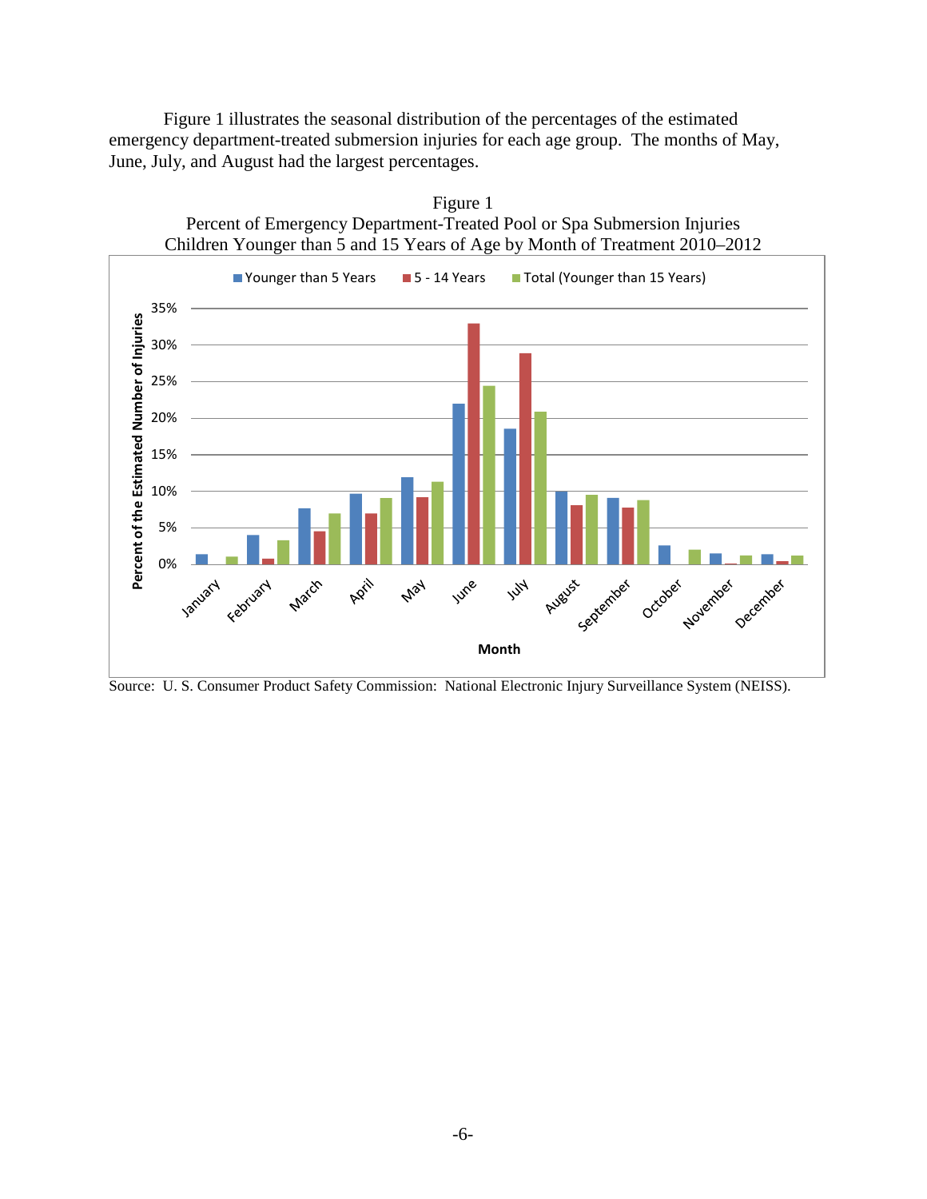Figure 1 illustrates the seasonal distribution of the percentages of the estimated emergency department-treated submersion injuries for each age group. The months of May, June, July, and August had the largest percentages.

Figure 1
Percent of Emergency Department-Treated Pool or Spa Submersion Injuries
Children Younger than 5 and 15 Years of Age by Month of Treatment 2010–2012

Source: U. S. Consumer Product Safety Commission: National Electronic Injury Surveillance System (NEISS).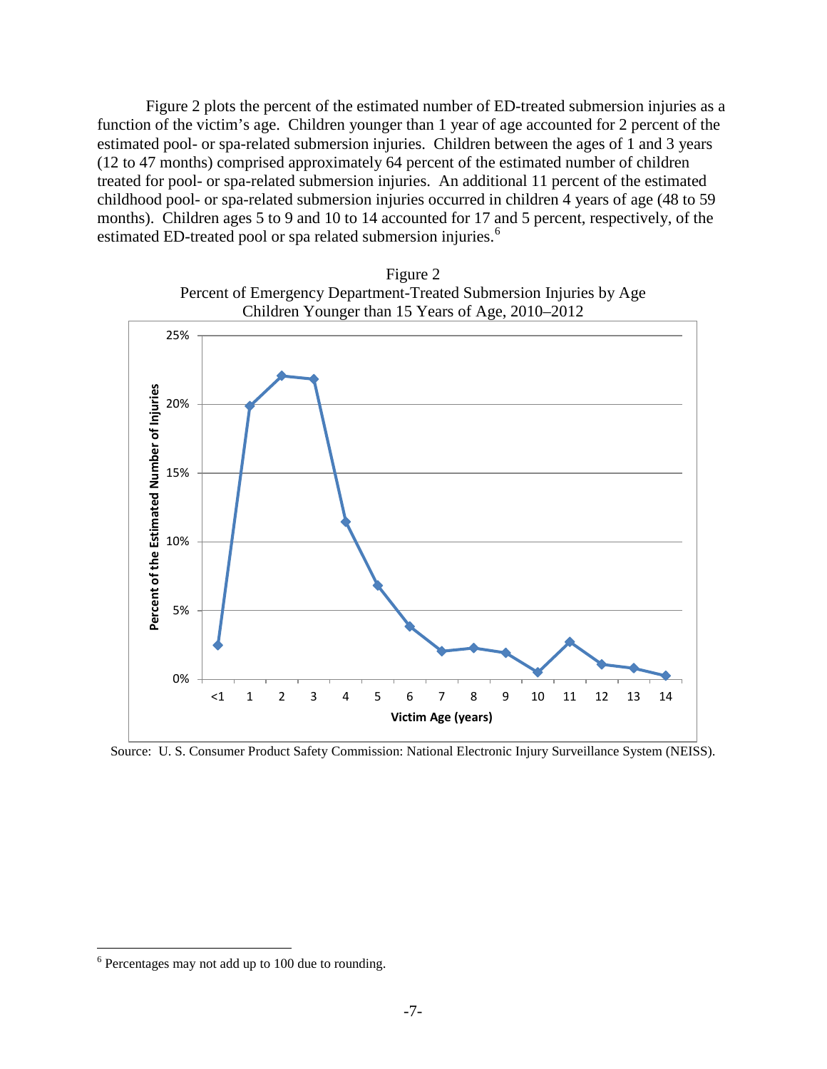Figure 2 plots the percent of the estimated number of ED-treated submersion injuries as a function of the victim's age. Children younger than 1 year of age accounted for 2 percent of the estimated pool- or spa-related submersion injuries. Children between the ages of 1 and 3 years (12 to 47 months) comprised approximately 64 percent of the estimated number of children treated for pool- or spa-related submersion injuries. An additional 11 percent of the estimated childhood pool- or spa-related submersion injuries occurred in children 4 years of age (48 to 59 months). Children ages 5 to 9 and 10 to 14 accounted for 17 and 5 percent, respectively, of the estimated ED-treated pool or spa related submersion injuries.[6]

Figure 2
Percent of Emergency Department-Treated Submersion Injuries by Age
Children Younger than 15 Years of Age, 2010–2012

Source: U. S. Consumer Product Safety Commission: National Electronic Injury Surveillance System (NEISS).

[6] Percentages may not add up to 100 due to rounding.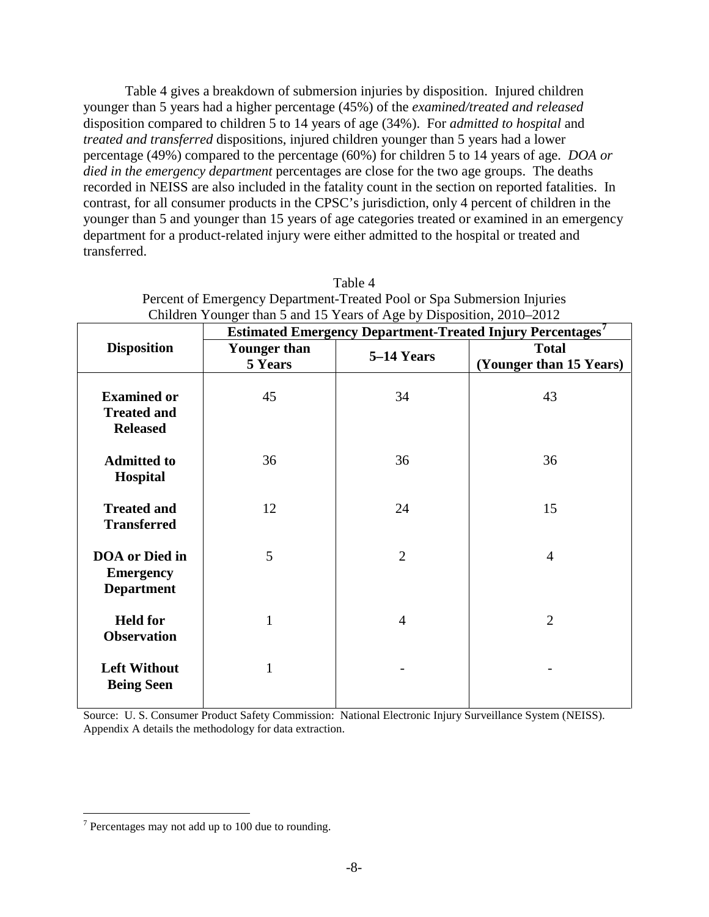Table 4 gives a breakdown of submersion injuries by disposition. Injured children younger than 5 years had a higher percentage (45%) of the *examined/treated and released* disposition compared to children 5 to 14 years of age (34%). For *admitted to hospital* and *treated and transferred* dispositions, injured children younger than 5 years had a lower percentage (49%) compared to the percentage (60%) for children 5 to 14 years of age. *DOA or died in the emergency department* percentages are close for the two age groups. The deaths recorded in NEISS are also included in the fatality count in the section on reported fatalities. In contrast, for all consumer products in the CPSC's jurisdiction, only 4 percent of children in the younger than 5 and younger than 15 years of age categories treated or examined in an emergency department for a product-related injury were either admitted to the hospital or treated and transferred.

Table 4
Percent of Emergency Department-Treated Pool or Spa Submersion Injuries
Children Younger than 5 and 15 Years of Age by Disposition, 2010–2012

| Disposition | Estimated Emergency Department-Treated Injury Percentages[7] | | |
|---|---|---|---|
| | Younger than 5 Years | 5–14 Years | Total (Younger than 15 Years) |
| **Examined or Treated and Released** | 45 | 34 | 43 |
| **Admitted to Hospital** | 36 | 36 | 36 |
| **Treated and Transferred** | 12 | 24 | 15 |
| **DOA or Died in Emergency Department** | 5 | 2 | 4 |
| **Held for Observation** | 1 | 4 | 2 |
| **Left Without Being Seen** | 1 | - | - |

Source: U. S. Consumer Product Safety Commission: National Electronic Injury Surveillance System (NEISS). Appendix A details the methodology for data extraction.

[7] Percentages may not add up to 100 due to rounding.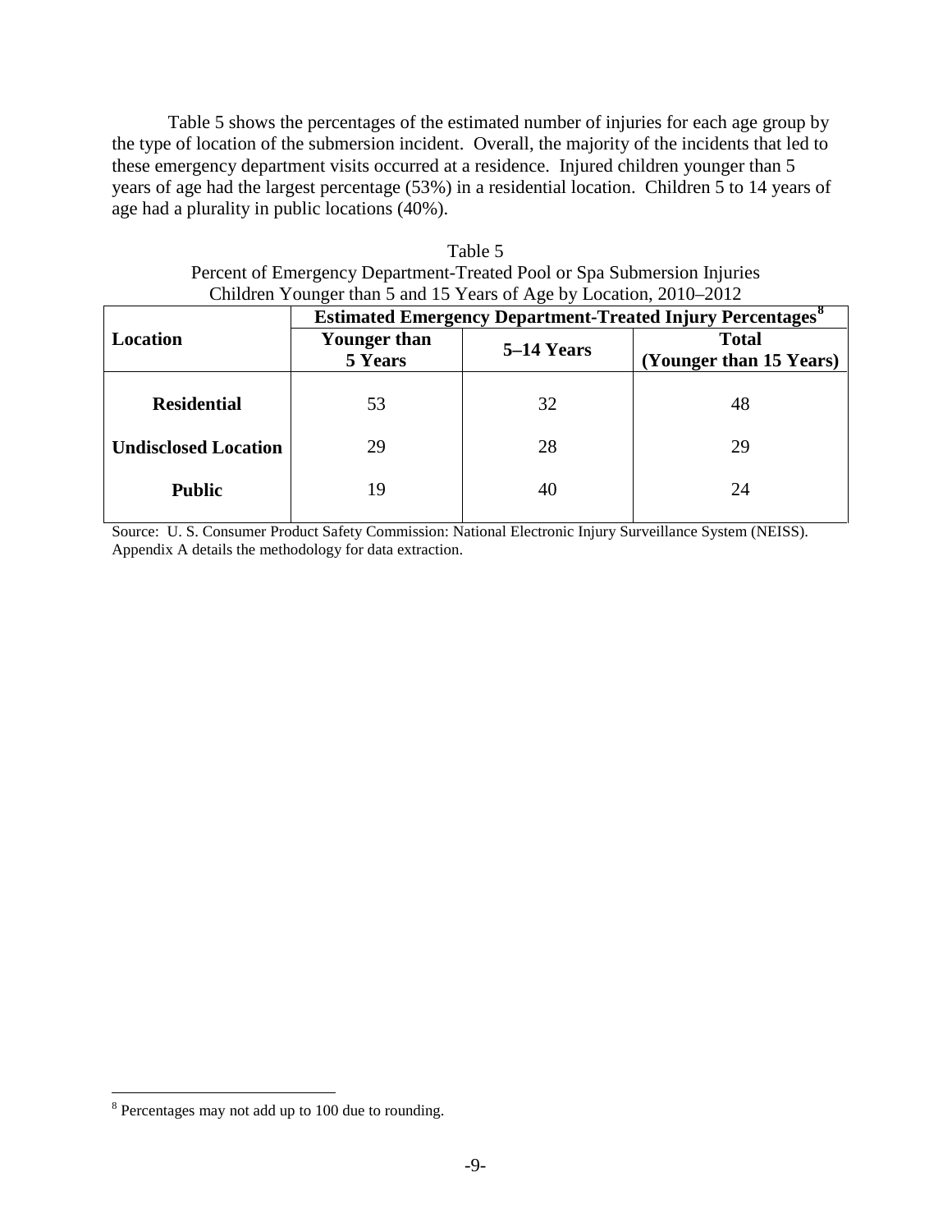Table 5 shows the percentages of the estimated number of injuries for each age group by the type of location of the submersion incident. Overall, the majority of the incidents that led to these emergency department visits occurred at a residence. Injured children younger than 5 years of age had the largest percentage (53%) in a residential location. Children 5 to 14 years of age had a plurality in public locations (40%).

Table 5
Percent of Emergency Department-Treated Pool or Spa Submersion Injuries
Children Younger than 5 and 15 Years of Age by Location, 2010–2012

| Location | Estimated Emergency Department-Treated Injury Percentages[8] | | |
|---|---|---|---|
| | Younger than 5 Years | 5–14 Years | Total (Younger than 15 Years) |
| **Residential** | 53 | 32 | 48 |
| **Undisclosed Location** | 29 | 28 | 29 |
| **Public** | 19 | 40 | 24 |

Source: U. S. Consumer Product Safety Commission: National Electronic Injury Surveillance System (NEISS). Appendix A details the methodology for data extraction.

[8] Percentages may not add up to 100 due to rounding.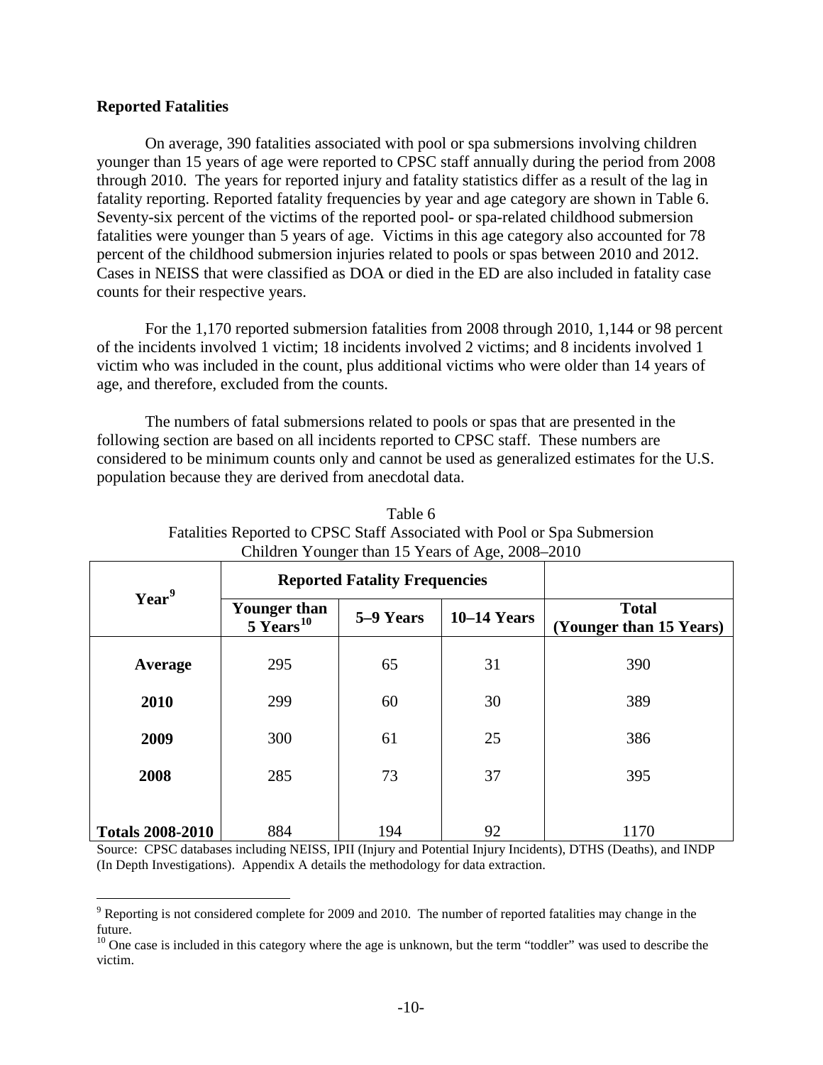**Reported Fatalities**

On average, 390 fatalities associated with pool or spa submersions involving children younger than 15 years of age were reported to CPSC staff annually during the period from 2008 through 2010. The years for reported injury and fatality statistics differ as a result of the lag in fatality reporting. Reported fatality frequencies by year and age category are shown in Table 6. Seventy-six percent of the victims of the reported pool- or spa-related childhood submersion fatalities were younger than 5 years of age. Victims in this age category also accounted for 78 percent of the childhood submersion injuries related to pools or spas between 2010 and 2012. Cases in NEISS that were classified as DOA or died in the ED are also included in fatality case counts for their respective years.

For the 1,170 reported submersion fatalities from 2008 through 2010, 1,144 or 98 percent of the incidents involved 1 victim; 18 incidents involved 2 victims; and 8 incidents involved 1 victim who was included in the count, plus additional victims who were older than 14 years of age, and therefore, excluded from the counts.

The numbers of fatal submersions related to pools or spas that are presented in the following section are based on all incidents reported to CPSC staff. These numbers are considered to be minimum counts only and cannot be used as generalized estimates for the U.S. population because they are derived from anecdotal data.

Table 6
Fatalities Reported to CPSC Staff Associated with Pool or Spa Submersion
Children Younger than 15 Years of Age, 2008–2010

| Year[9] | Reported Fatality Frequencies | | | |
|---|---|---|---|---|
| | Younger than 5 Years[10] | 5–9 Years | 10–14 Years | Total (Younger than 15 Years) |
| **Average** | 295 | 65 | 31 | 390 |
| **2010** | 299 | 60 | 30 | 389 |
| **2009** | 300 | 61 | 25 | 386 |
| **2008** | 285 | 73 | 37 | 395 |
| **Totals 2008-2010** | 884 | 194 | 92 | 1170 |

Source: CPSC databases including NEISS, IPII (Injury and Potential Injury Incidents), DTHS (Deaths), and INDP (In Depth Investigations). Appendix A details the methodology for data extraction.

[9] Reporting is not considered complete for 2009 and 2010. The number of reported fatalities may change in the future.

[10] One case is included in this category where the age is unknown, but the term "toddler" was used to describe the victim.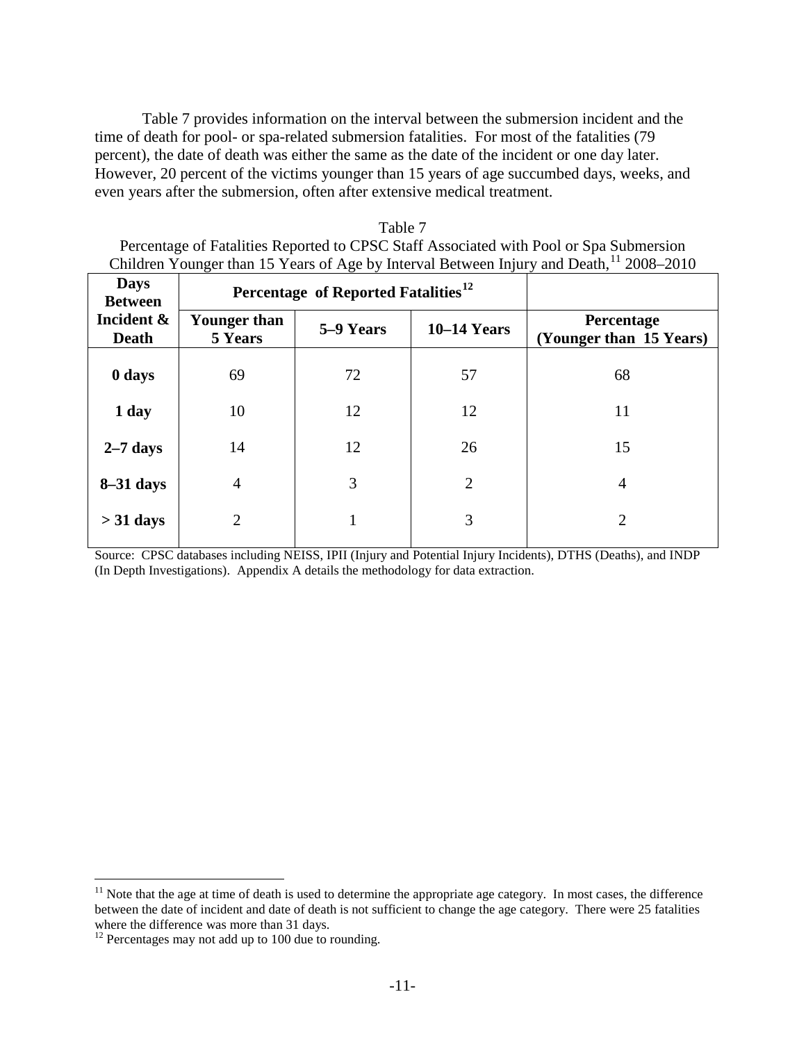Table 7 provides information on the interval between the submersion incident and the time of death for pool- or spa-related submersion fatalities. For most of the fatalities (79 percent), the date of death was either the same as the date of the incident or one day later. However, 20 percent of the victims younger than 15 years of age succumbed days, weeks, and even years after the submersion, often after extensive medical treatment.

Table 7
Percentage of Fatalities Reported to CPSC Staff Associated with Pool or Spa Submersion Children Younger than 15 Years of Age by Interval Between Injury and Death,[11] 2008–2010

| Days Between Incident & Death | Percentage of Reported Fatalities[12] | | | |
|---|---|---|---|---|
| | Younger than 5 Years | 5–9 Years | 10–14 Years | Percentage (Younger than 15 Years) |
| **0 days** | 69 | 72 | 57 | 68 |
| **1 day** | 10 | 12 | 12 | 11 |
| **2–7 days** | 14 | 12 | 26 | 15 |
| **8–31 days** | 4 | 3 | 2 | 4 |
| **> 31 days** | 2 | 1 | 3 | 2 |

Source: CPSC databases including NEISS, IPII (Injury and Potential Injury Incidents), DTHS (Deaths), and INDP (In Depth Investigations). Appendix A details the methodology for data extraction.

---

[11] Note that the age at time of death is used to determine the appropriate age category. In most cases, the difference between the date of incident and date of death is not sufficient to change the age category. There were 25 fatalities where the difference was more than 31 days.

[12] Percentages may not add up to 100 due to rounding.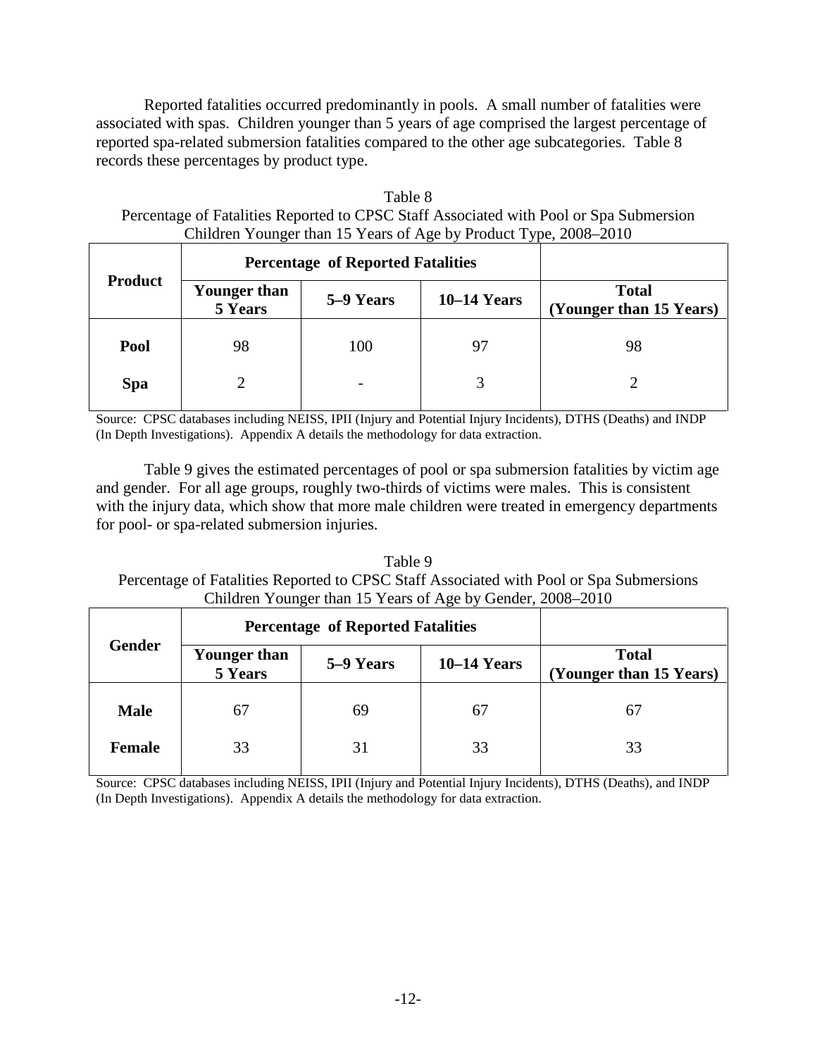Reported fatalities occurred predominantly in pools. A small number of fatalities were associated with spas. Children younger than 5 years of age comprised the largest percentage of reported spa-related submersion fatalities compared to the other age subcategories. Table 8 records these percentages by product type.

Table 8
Percentage of Fatalities Reported to CPSC Staff Associated with Pool or Spa Submersion
Children Younger than 15 Years of Age by Product Type, 2008–2010

| Product | Percentage of Reported Fatalities | | | |
|---|---|---|---|---|
| | **Younger than 5 Years** | **5–9 Years** | **10–14 Years** | **Total (Younger than 15 Years)** |
| **Pool** | 98 | 100 | 97 | 98 |
| **Spa** | 2 | - | 3 | 2 |

Source: CPSC databases including NEISS, IPII (Injury and Potential Injury Incidents), DTHS (Deaths) and INDP (In Depth Investigations). Appendix A details the methodology for data extraction.

Table 9 gives the estimated percentages of pool or spa submersion fatalities by victim age and gender. For all age groups, roughly two-thirds of victims were males. This is consistent with the injury data, which show that more male children were treated in emergency departments for pool- or spa-related submersion injuries.

Table 9
Percentage of Fatalities Reported to CPSC Staff Associated with Pool or Spa Submersions
Children Younger than 15 Years of Age by Gender, 2008–2010

| Gender | Percentage of Reported Fatalities | | | |
|---|---|---|---|---|
| | **Younger than 5 Years** | **5–9 Years** | **10–14 Years** | **Total (Younger than 15 Years)** |
| **Male** | 67 | 69 | 67 | 67 |
| **Female** | 33 | 31 | 33 | 33 |

Source: CPSC databases including NEISS, IPII (Injury and Potential Injury Incidents), DTHS (Deaths), and INDP (In Depth Investigations). Appendix A details the methodology for data extraction.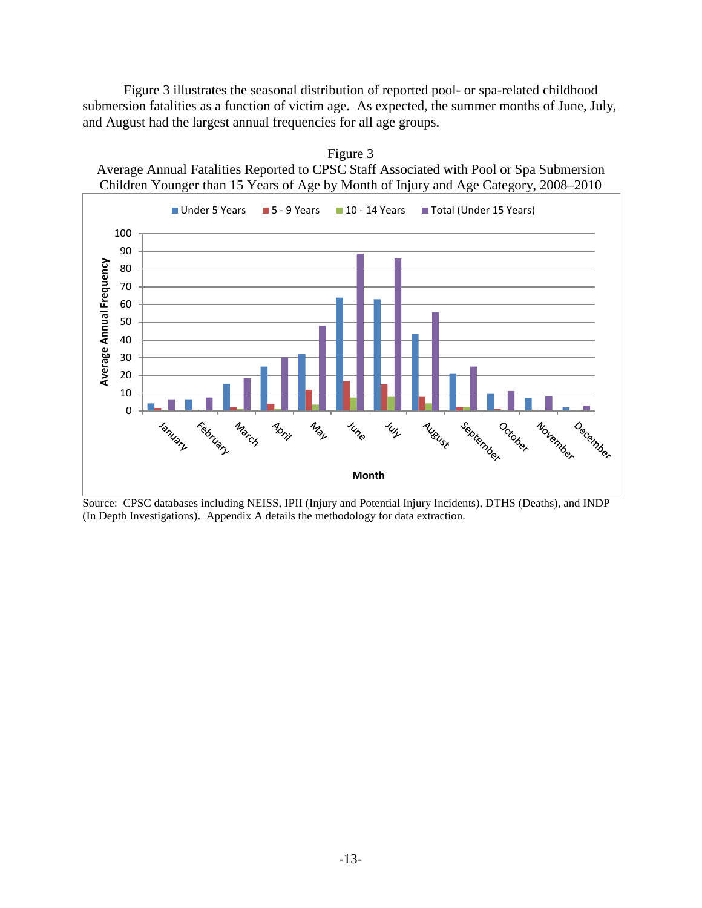Figure 3 illustrates the seasonal distribution of reported pool- or spa-related childhood submersion fatalities as a function of victim age. As expected, the summer months of June, July, and August had the largest annual frequencies for all age groups.

Figure 3
Average Annual Fatalities Reported to CPSC Staff Associated with Pool or Spa Submersion Children Younger than 15 Years of Age by Month of Injury and Age Category, 2008–2010

Source: CPSC databases including NEISS, IPII (Injury and Potential Injury Incidents), DTHS (Deaths), and INDP (In Depth Investigations). Appendix A details the methodology for data extraction.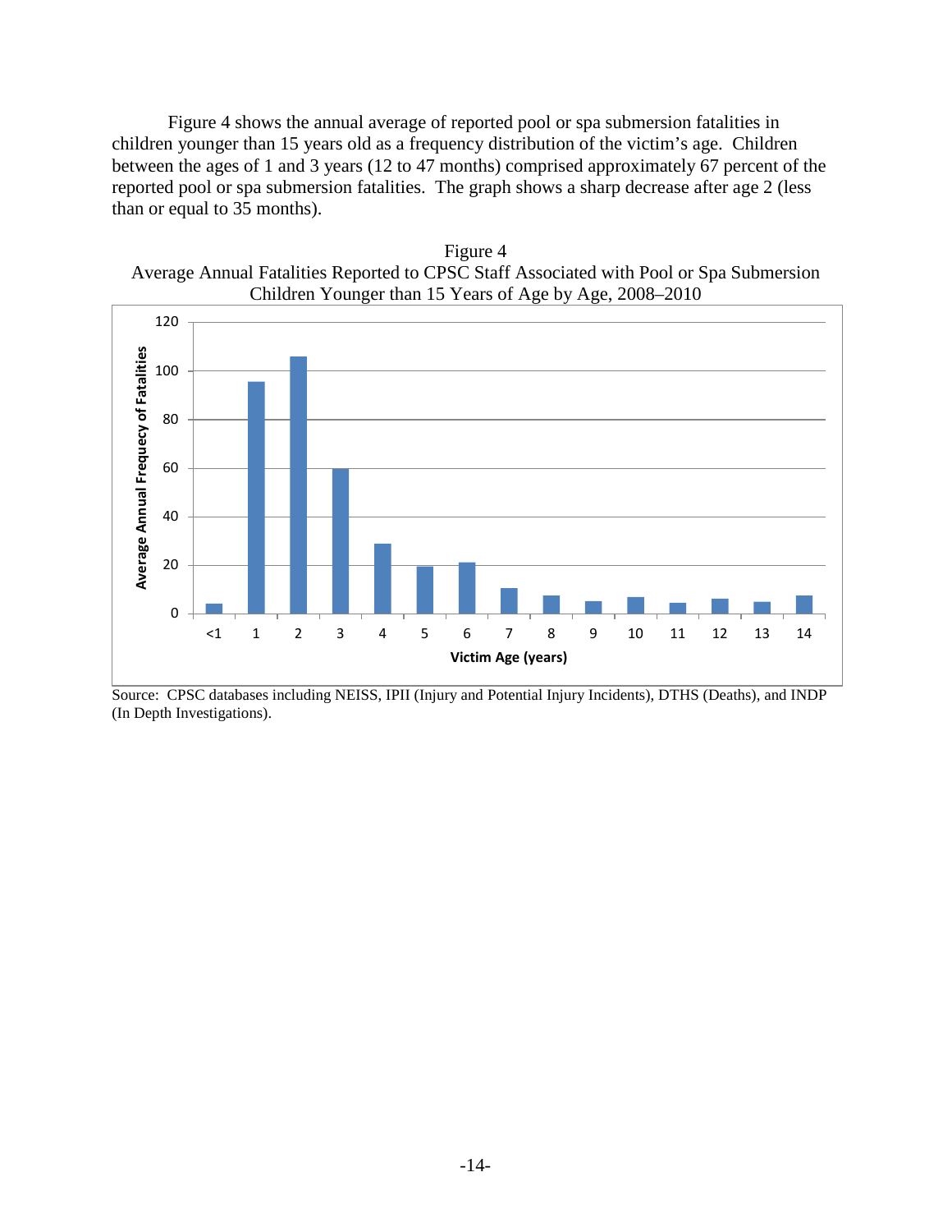Figure 4 shows the annual average of reported pool or spa submersion fatalities in children younger than 15 years old as a frequency distribution of the victim's age. Children between the ages of 1 and 3 years (12 to 47 months) comprised approximately 67 percent of the reported pool or spa submersion fatalities. The graph shows a sharp decrease after age 2 (less than or equal to 35 months).

Figure 4
Average Annual Fatalities Reported to CPSC Staff Associated with Pool or Spa Submersion Children Younger than 15 Years of Age by Age, 2008–2010

Source: CPSC databases including NEISS, IPII (Injury and Potential Injury Incidents), DTHS (Deaths), and INDP (In Depth Investigations).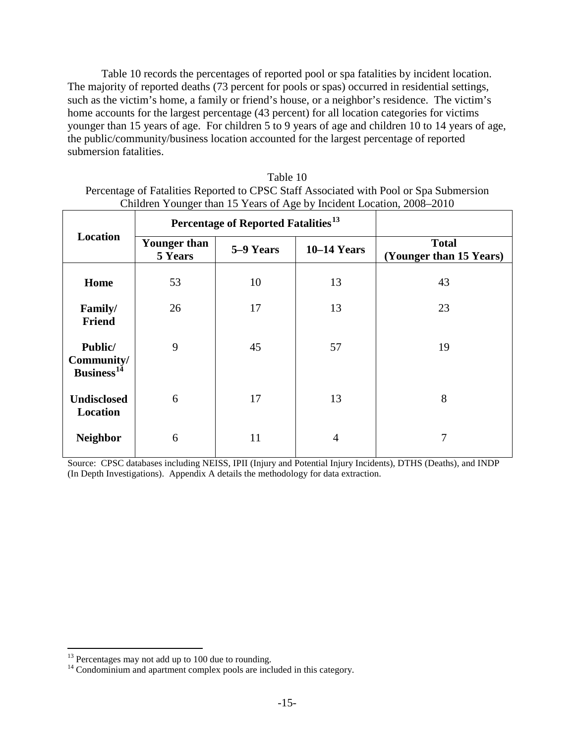Table 10 records the percentages of reported pool or spa fatalities by incident location. The majority of reported deaths (73 percent for pools or spas) occurred in residential settings, such as the victim's home, a family or friend's house, or a neighbor's residence. The victim's home accounts for the largest percentage (43 percent) for all location categories for victims younger than 15 years of age. For children 5 to 9 years of age and children 10 to 14 years of age, the public/community/business location accounted for the largest percentage of reported submersion fatalities.

Table 10
Percentage of Fatalities Reported to CPSC Staff Associated with Pool or Spa Submersion Children Younger than 15 Years of Age by Incident Location, 2008–2010

| Location | Percentage of Reported Fatalities[13] | | | |
|---|---|---|---|---|
| | **Younger than 5 Years** | **5–9 Years** | **10–14 Years** | **Total (Younger than 15 Years)** |
| **Home** | 53 | 10 | 13 | 43 |
| **Family/ Friend** | 26 | 17 | 13 | 23 |
| **Public/ Community/ Business**[14] | 9 | 45 | 57 | 19 |
| **Undisclosed Location** | 6 | 17 | 13 | 8 |
| **Neighbor** | 6 | 11 | 4 | 7 |

Source: CPSC databases including NEISS, IPII (Injury and Potential Injury Incidents), DTHS (Deaths), and INDP (In Depth Investigations). Appendix A details the methodology for data extraction.

[13] Percentages may not add up to 100 due to rounding.

[14] Condominium and apartment complex pools are included in this category.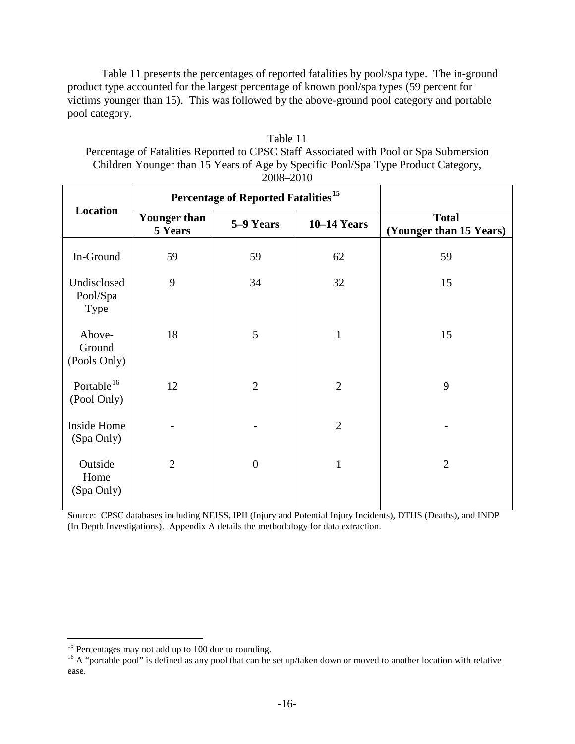Table 11 presents the percentages of reported fatalities by pool/spa type. The in-ground product type accounted for the largest percentage of known pool/spa types (59 percent for victims younger than 15). This was followed by the above-ground pool category and portable pool category.

Table 11
Percentage of Fatalities Reported to CPSC Staff Associated with Pool or Spa Submersion
Children Younger than 15 Years of Age by Specific Pool/Spa Type Product Category,
2008–2010

| Location | Percentage of Reported Fatalities[15] | | | |
|---|---|---|---|---|
| | **Younger than 5 Years** | **5–9 Years** | **10–14 Years** | **Total (Younger than 15 Years)** |
| In-Ground | 59 | 59 | 62 | 59 |
| Undisclosed Pool/Spa Type | 9 | 34 | 32 | 15 |
| Above-Ground (Pools Only) | 18 | 5 | 1 | 15 |
| Portable[16] (Pool Only) | 12 | 2 | 2 | 9 |
| Inside Home (Spa Only) | - | - | 2 | - |
| Outside Home (Spa Only) | 2 | 0 | 1 | 2 |

Source: CPSC databases including NEISS, IPII (Injury and Potential Injury Incidents), DTHS (Deaths), and INDP (In Depth Investigations). Appendix A details the methodology for data extraction.

[15] Percentages may not add up to 100 due to rounding.

[16] A "portable pool" is defined as any pool that can be set up/taken down or moved to another location with relative ease.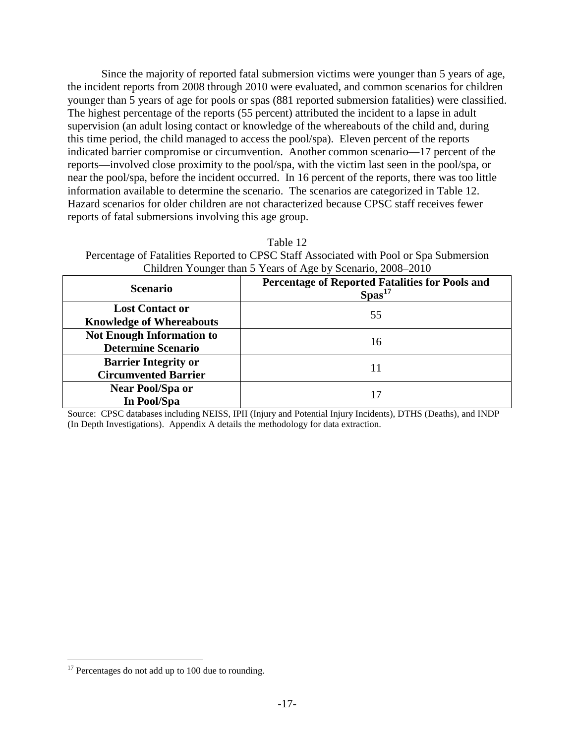Since the majority of reported fatal submersion victims were younger than 5 years of age, the incident reports from 2008 through 2010 were evaluated, and common scenarios for children younger than 5 years of age for pools or spas (881 reported submersion fatalities) were classified. The highest percentage of the reports (55 percent) attributed the incident to a lapse in adult supervision (an adult losing contact or knowledge of the whereabouts of the child and, during this time period, the child managed to access the pool/spa). Eleven percent of the reports indicated barrier compromise or circumvention. Another common scenario—17 percent of the reports—involved close proximity to the pool/spa, with the victim last seen in the pool/spa, or near the pool/spa, before the incident occurred. In 16 percent of the reports, there was too little information available to determine the scenario. The scenarios are categorized in Table 12. Hazard scenarios for older children are not characterized because CPSC staff receives fewer reports of fatal submersions involving this age group.

Table 12
Percentage of Fatalities Reported to CPSC Staff Associated with Pool or Spa Submersion Children Younger than 5 Years of Age by Scenario, 2008–2010

| Scenario | Percentage of Reported Fatalities for Pools and Spas[17] |
|---|---|
| **Lost Contact or Knowledge of Whereabouts** | 55 |
| **Not Enough Information to Determine Scenario** | 16 |
| **Barrier Integrity or Circumvented Barrier** | 11 |
| **Near Pool/Spa or In Pool/Spa** | 17 |

Source: CPSC databases including NEISS, IPII (Injury and Potential Injury Incidents), DTHS (Deaths), and INDP (In Depth Investigations). Appendix A details the methodology for data extraction.

[17] Percentages do not add up to 100 due to rounding.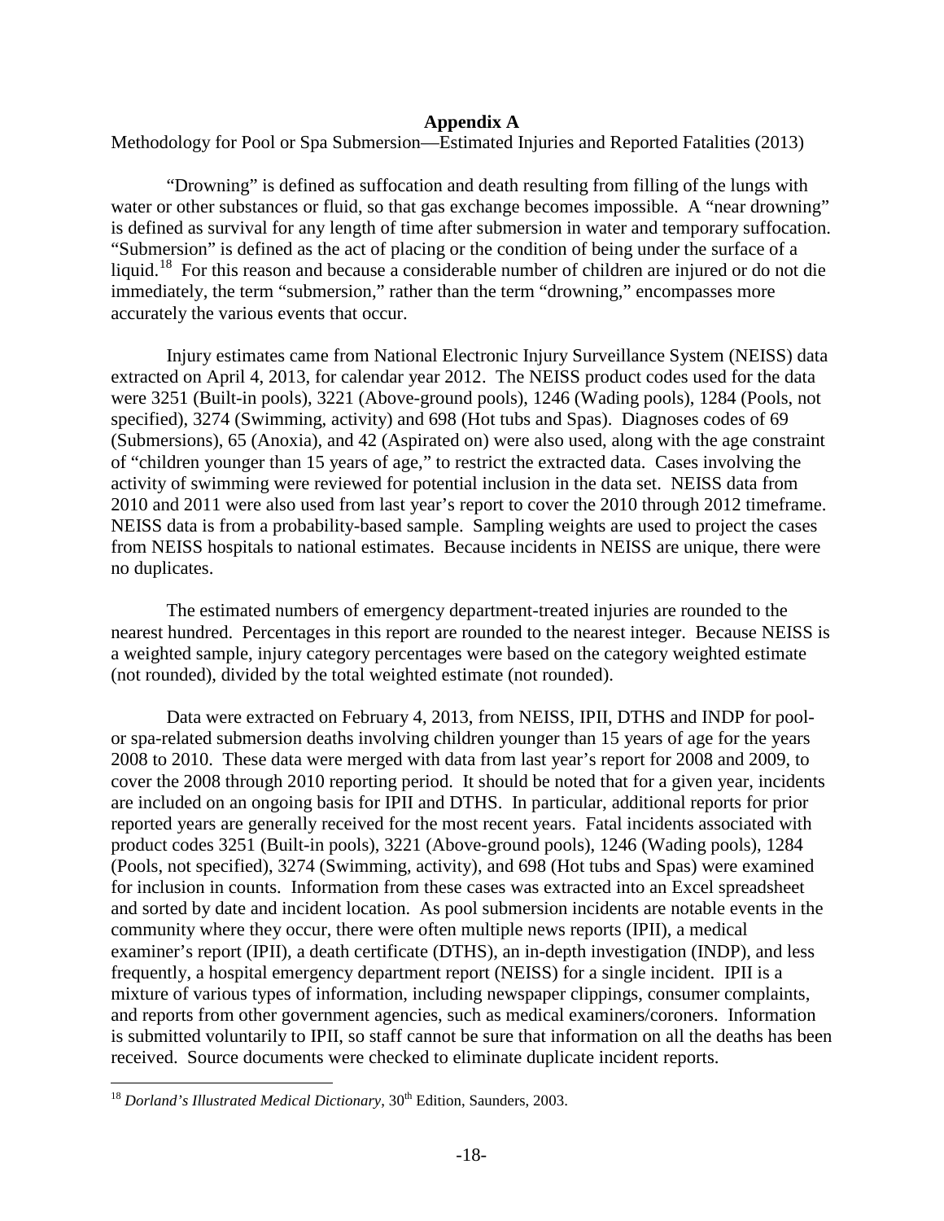## Appendix A

Methodology for Pool or Spa Submersion—Estimated Injuries and Reported Fatalities (2013)

"Drowning" is defined as suffocation and death resulting from filling of the lungs with water or other substances or fluid, so that gas exchange becomes impossible. A "near drowning" is defined as survival for any length of time after submersion in water and temporary suffocation. "Submersion" is defined as the act of placing or the condition of being under the surface of a liquid.[18] For this reason and because a considerable number of children are injured or do not die immediately, the term "submersion," rather than the term "drowning," encompasses more accurately the various events that occur.

Injury estimates came from National Electronic Injury Surveillance System (NEISS) data extracted on April 4, 2013, for calendar year 2012. The NEISS product codes used for the data were 3251 (Built-in pools), 3221 (Above-ground pools), 1246 (Wading pools), 1284 (Pools, not specified), 3274 (Swimming, activity) and 698 (Hot tubs and Spas). Diagnoses codes of 69 (Submersions), 65 (Anoxia), and 42 (Aspirated on) were also used, along with the age constraint of "children younger than 15 years of age," to restrict the extracted data. Cases involving the activity of swimming were reviewed for potential inclusion in the data set. NEISS data from 2010 and 2011 were also used from last year's report to cover the 2010 through 2012 timeframe. NEISS data is from a probability-based sample. Sampling weights are used to project the cases from NEISS hospitals to national estimates. Because incidents in NEISS are unique, there were no duplicates.

The estimated numbers of emergency department-treated injuries are rounded to the nearest hundred. Percentages in this report are rounded to the nearest integer. Because NEISS is a weighted sample, injury category percentages were based on the category weighted estimate (not rounded), divided by the total weighted estimate (not rounded).

Data were extracted on February 4, 2013, from NEISS, IPII, DTHS and INDP for pool- or spa-related submersion deaths involving children younger than 15 years of age for the years 2008 to 2010. These data were merged with data from last year's report for 2008 and 2009, to cover the 2008 through 2010 reporting period. It should be noted that for a given year, incidents are included on an ongoing basis for IPII and DTHS. In particular, additional reports for prior reported years are generally received for the most recent years. Fatal incidents associated with product codes 3251 (Built-in pools), 3221 (Above-ground pools), 1246 (Wading pools), 1284 (Pools, not specified), 3274 (Swimming, activity), and 698 (Hot tubs and Spas) were examined for inclusion in counts. Information from these cases was extracted into an Excel spreadsheet and sorted by date and incident location. As pool submersion incidents are notable events in the community where they occur, there were often multiple news reports (IPII), a medical examiner's report (IPII), a death certificate (DTHS), an in-depth investigation (INDP), and less frequently, a hospital emergency department report (NEISS) for a single incident. IPII is a mixture of various types of information, including newspaper clippings, consumer complaints, and reports from other government agencies, such as medical examiners/coroners. Information is submitted voluntarily to IPII, so staff cannot be sure that information on all the deaths has been received. Source documents were checked to eliminate duplicate incident reports.

[18] *Dorland's Illustrated Medical Dictionary*, 30th Edition, Saunders, 2003.